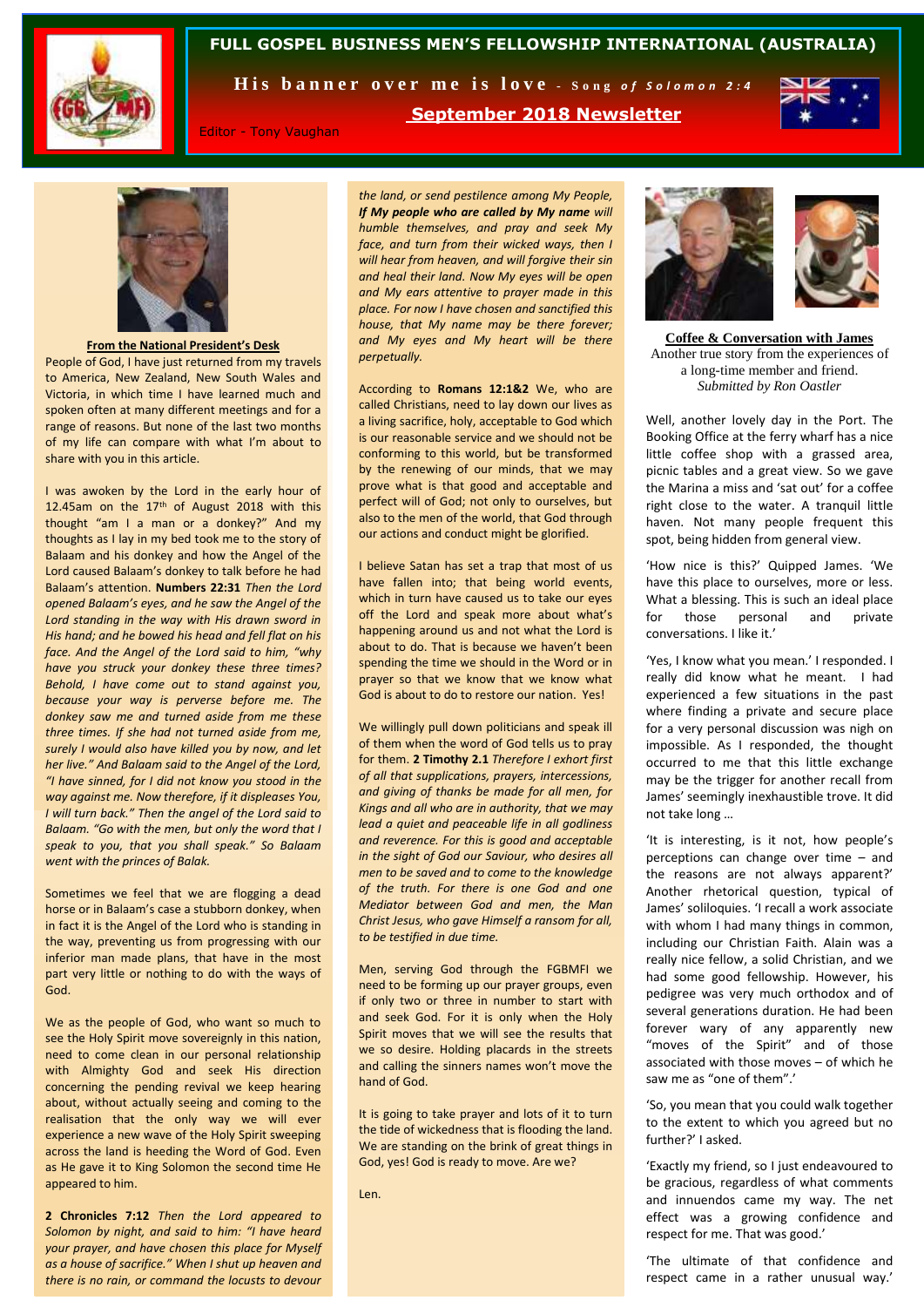# FULL GOSPEL BUSINESS MEN'S FELLOWSHIP INTERNATIONAL (AUSTRALIA)

**His banner over me is love** - *Song of Solomon 2:4*

**September 2018 Newsletter**

Editor - Tony Vaughan

## From the National President's Desk

People of God, I have just returned from my travels to America, New Zealand, New South Wales and Victoria, in which time I have learned much and spoken often at many different meetings and for a range of reasons. But none of the last two months of my life can compare with what I'm about to share with you in this article.

I was awoken by the Lord in the early hour of 12.45am on the 17th of August 2018 with this thought "am I a man or a donkey?" And my thoughts as I lay in my bed took me to the story of Balaam and his donkey and how the Angel of the Lord caused Balaam's donkey to talk before he had Balaam's attention. **Numbers 22:31** *Then the Lord opened Balaam's eyes, and he saw the Angel of the Lord standing in the way with His drawn sword in His hand; and he bowed his head and fell flat on his face. And the Angel of the Lord said to him, "why have you struck your donkey these three times? Behold, I have come out to stand against you, because your way is perverse before me. The donkey saw me and turned aside from me these three times. If she had not turned aside from me, surely I would also have killed you by now, and let her live." And Balaam said to the Angel of the Lord, "I have sinned, for I did not know you stood in the way against me. Now therefore, if it displeases You, I will turn back." Then the angel of the Lord said to Balaam. "Go with the men, but only the word that I speak to you, that you shall speak." So Balaam went with the princes of Balak.*

Sometimes we feel that we are flogging a dead horse or in Balaam's case a stubborn donkey, when in fact it is the Angel of the Lord who is standing in the way, preventing us from progressing with our inferior man made plans, that have in the most part very little or nothing to do with the ways of God.

We as the people of God, who want so much to see the Holy Spirit move sovereignly in this nation, need to come clean in our personal relationship with Almighty God and seek His direction concerning the pending revival we keep hearing about, without actually seeing and coming to the realisation that the only way we will ever experience a new wave of the Holy Spirit sweeping across the land is heeding the Word of God. Even as He gave it to King Solomon the second time He appeared to him.

**2 Chronicles 7:12** *Then the Lord appeared to Solomon by night, and said to him: "I have heard your prayer, and have chosen this place for Myself as a house of sacrifice." When I shut up heaven and there is no rain, or command the locusts to devour the land, or send pestilence among My People, **If My people who are called by My name** will humble themselves, and pray and seek My face, and turn from their wicked ways, then I will hear from heaven, and will forgive their sin and heal their land. Now My eyes will be open and My ears attentive to prayer made in this place. For now I have chosen and sanctified this house, that My name may be there forever; and My eyes and My heart will be there perpetually.*

According to **Romans 12:1&2** We, who are called Christians, need to lay down our lives as a living sacrifice, holy, acceptable to God which is our reasonable service and we should not be conforming to this world, but be transformed by the renewing of our minds, that we may prove what is that good and acceptable and perfect will of God; not only to ourselves, but also to the men of the world, that God through our actions and conduct might be glorified.

I believe Satan has set a trap that most of us have fallen into; that being world events, which in turn have caused us to take our eyes off the Lord and speak more about what's happening around us and not what the Lord is about to do. That is because we haven't been spending the time we should in the Word or in prayer so that we know that we know what God is about to do to restore our nation. Yes!

We willingly pull down politicians and speak ill of them when the word of God tells us to pray for them. **2 Timothy 2.1** *Therefore I exhort first of all that supplications, prayers, intercessions, and giving of thanks be made for all men, for Kings and all who are in authority, that we may lead a quiet and peaceable life in all godliness and reverence. For this is good and acceptable in the sight of God our Saviour, who desires all men to be saved and to come to the knowledge of the truth. For there is one God and one Mediator between God and men, the Man Christ Jesus, who gave Himself a ransom for all, to be testified in due time.*

Men, serving God through the FGBMFI we need to be forming up our prayer groups, even if only two or three in number to start with and seek God. For it is only when the Holy Spirit moves that we will see the results that we so desire. Holding placards in the streets and calling the sinners names won't move the hand of God.

It is going to take prayer and lots of it to turn the tide of wickedness that is flooding the land. We are standing on the brink of great things in God, yes! God is ready to move. Are we?

Len.

## Coffee & Conversation with James

Another true story from the experiences of a long-time member and friend.

*Submitted by Ron Oastler*

Well, another lovely day in the Port. The Booking Office at the ferry wharf has a nice little coffee shop with a grassed area, picnic tables and a great view. So we gave the Marina a miss and 'sat out' for a coffee right close to the water. A tranquil little haven. Not many people frequent this spot, being hidden from general view.

'How nice is this?' Quipped James. 'We have this place to ourselves, more or less. What a blessing. This is such an ideal place for those personal and private conversations. I like it.'

'Yes, I know what you mean.' I responded. I really did know what he meant. I had experienced a few situations in the past where finding a private and secure place for a very personal discussion was nigh on impossible. As I responded, the thought occurred to me that this little exchange may be the trigger for another recall from James' seemingly inexhaustible trove. It did not take long …

'It is interesting, is it not, how people's perceptions can change over time – and the reasons are not always apparent?' Another rhetorical question, typical of James' soliloquies. 'I recall a work associate with whom I had many things in common, including our Christian Faith. Alain was a really nice fellow, a solid Christian, and we had some good fellowship. However, his pedigree was very much orthodox and of several generations duration. He had been forever wary of any apparently new "moves of the Spirit" and of those associated with those moves – of which he saw me as "one of them".'

'So, you mean that you could walk together to the extent to which you agreed but no further?' I asked.

'Exactly my friend, so I just endeavoured to be gracious, regardless of what comments and innuendos came my way. The net effect was a growing confidence and respect for me. That was good.'

'The ultimate of that confidence and respect came in a rather unusual way.'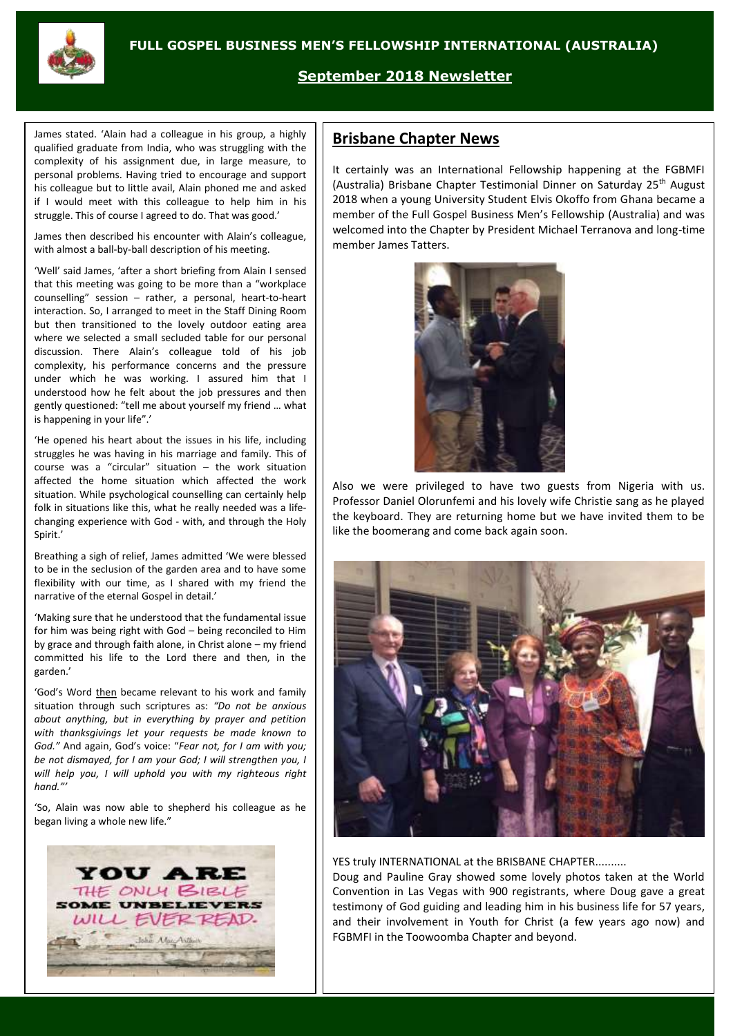James stated. 'Alain had a colleague in his group, a highly qualified graduate from India, who was struggling with the complexity of his assignment due, in large measure, to personal problems. Having tried to encourage and support his colleague but to little avail, Alain phoned me and asked if I would meet with this colleague to help him in his struggle. This of course I agreed to do. That was good.'

James then described his encounter with Alain's colleague, with almost a ball-by-ball description of his meeting.

'Well' said James, 'after a short briefing from Alain I sensed that this meeting was going to be more than a "workplace counselling" session – rather, a personal, heart-to-heart interaction. So, I arranged to meet in the Staff Dining Room but then transitioned to the lovely outdoor eating area where we selected a small secluded table for our personal discussion. There Alain's colleague told of his job complexity, his performance concerns and the pressure under which he was working. I assured him that I understood how he felt about the job pressures and then gently questioned: "tell me about yourself my friend … what is happening in your life".'

'He opened his heart about the issues in his life, including struggles he was having in his marriage and family. This of course was a "circular" situation – the work situation affected the home situation which affected the work situation. While psychological counselling can certainly help folk in situations like this, what he really needed was a life-changing experience with God - with, and through the Holy Spirit.'

Breathing a sigh of relief, James admitted 'We were blessed to be in the seclusion of the garden area and to have some flexibility with our time, as I shared with my friend the narrative of the eternal Gospel in detail.'

'Making sure that he understood that the fundamental issue for him was being right with God – being reconciled to Him by grace and through faith alone, in Christ alone – my friend committed his life to the Lord there and then, in the garden.'

'God's Word <u>then</u> became relevant to his work and family situation through such scriptures as: *"Do not be anxious about anything, but in everything by prayer and petition with thanksgivings let your requests be made known to God."* And again, God's voice: "*Fear not, for I am with you; be not dismayed, for I am your God; I will strengthen you, I will help you, I will uphold you with my righteous right hand."'*

'So, Alain was now able to shepherd his colleague as he began living a whole new life."

YOU ARE THE ONLY BIBLE SOME UNBELIEVERS WILL EVER READ.
John MacArthur

## Brisbane Chapter News

It certainly was an International Fellowship happening at the FGBMFI (Australia) Brisbane Chapter Testimonial Dinner on Saturday 25th August 2018 when a young University Student Elvis Okoffo from Ghana became a member of the Full Gospel Business Men's Fellowship (Australia) and was welcomed into the Chapter by President Michael Terranova and long-time member James Tatters.

Also we were privileged to have two guests from Nigeria with us. Professor Daniel Olorunfemi and his lovely wife Christie sang as he played the keyboard. They are returning home but we have invited them to be like the boomerang and come back again soon.

YES truly INTERNATIONAL at the BRISBANE CHAPTER..........

Doug and Pauline Gray showed some lovely photos taken at the World Convention in Las Vegas with 900 registrants, where Doug gave a great testimony of God guiding and leading him in his business life for 57 years, and their involvement in Youth for Christ (a few years ago now) and FGBMFI in the Toowoomba Chapter and beyond.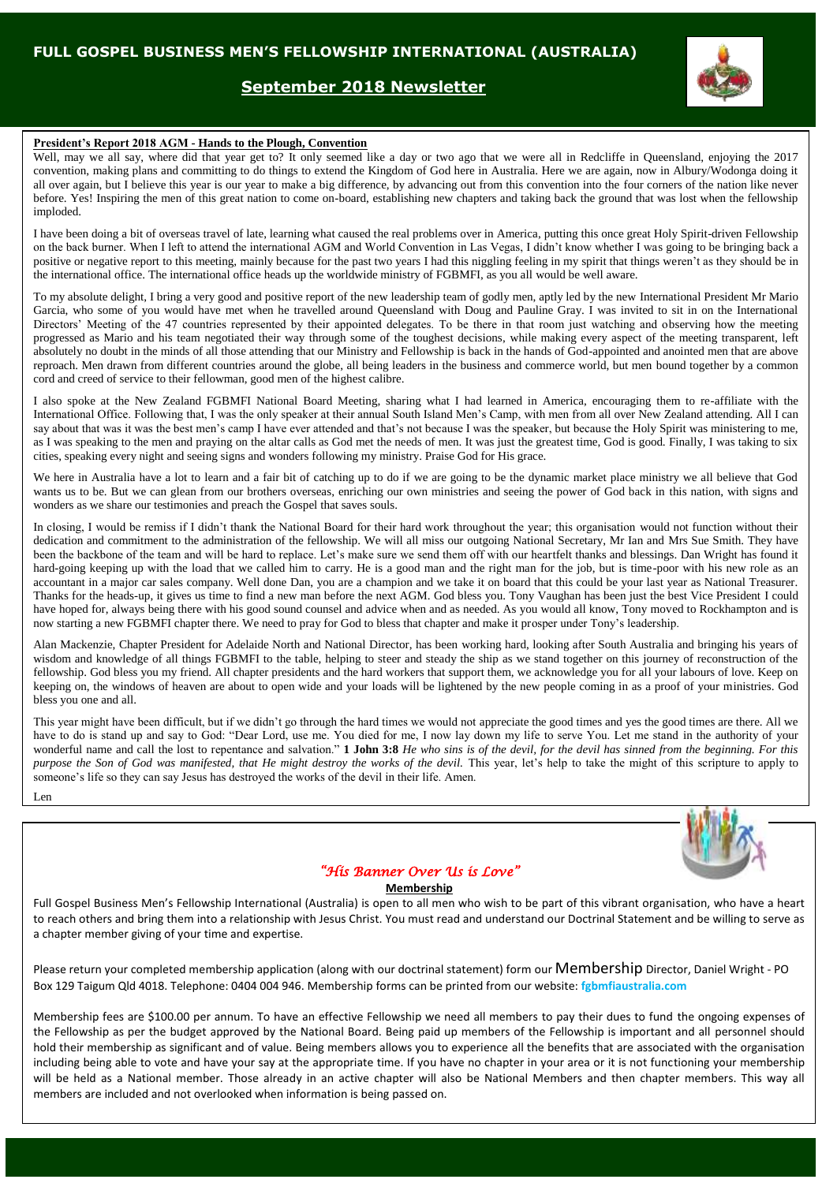# FULL GOSPEL BUSINESS MEN'S FELLOWSHIP INTERNATIONAL (AUSTRALIA)

## September 2018 Newsletter

**President's Report 2018 AGM - Hands to the Plough, Convention**

Well, may we all say, where did that year get to? It only seemed like a day or two ago that we were all in Redcliffe in Queensland, enjoying the 2017 convention, making plans and committing to do things to extend the Kingdom of God here in Australia. Here we are again, now in Albury/Wodonga doing it all over again, but I believe this year is our year to make a big difference, by advancing out from this convention into the four corners of the nation like never before. Yes! Inspiring the men of this great nation to come on-board, establishing new chapters and taking back the ground that was lost when the fellowship imploded.

I have been doing a bit of overseas travel of late, learning what caused the real problems over in America, putting this once great Holy Spirit-driven Fellowship on the back burner. When I left to attend the international AGM and World Convention in Las Vegas, I didn't know whether I was going to be bringing back a positive or negative report to this meeting, mainly because for the past two years I had this niggling feeling in my spirit that things weren't as they should be in the international office. The international office heads up the worldwide ministry of FGBMFI, as you all would be well aware.

To my absolute delight, I bring a very good and positive report of the new leadership team of godly men, aptly led by the new International President Mr Mario Garcia, who some of you would have met when he travelled around Queensland with Doug and Pauline Gray. I was invited to sit in on the International Directors' Meeting of the 47 countries represented by their appointed delegates. To be there in that room just watching and observing how the meeting progressed as Mario and his team negotiated their way through some of the toughest decisions, while making every aspect of the meeting transparent, left absolutely no doubt in the minds of all those attending that our Ministry and Fellowship is back in the hands of God-appointed and anointed men that are above reproach. Men drawn from different countries around the globe, all being leaders in the business and commerce world, but men bound together by a common cord and creed of service to their fellowman, good men of the highest calibre.

I also spoke at the New Zealand FGBMFI National Board Meeting, sharing what I had learned in America, encouraging them to re-affiliate with the International Office. Following that, I was the only speaker at their annual South Island Men's Camp, with men from all over New Zealand attending. All I can say about that was it was the best men's camp I have ever attended and that's not because I was the speaker, but because the Holy Spirit was ministering to me, as I was speaking to the men and praying on the altar calls as God met the needs of men. It was just the greatest time, God is good. Finally, I was taking to six cities, speaking every night and seeing signs and wonders following my ministry. Praise God for His grace.

We here in Australia have a lot to learn and a fair bit of catching up to do if we are going to be the dynamic market place ministry we all believe that God wants us to be. But we can glean from our brothers overseas, enriching our own ministries and seeing the power of God back in this nation, with signs and wonders as we share our testimonies and preach the Gospel that saves souls.

In closing, I would be remiss if I didn't thank the National Board for their hard work throughout the year; this organisation would not function without their dedication and commitment to the administration of the fellowship. We will all miss our outgoing National Secretary, Mr Ian and Mrs Sue Smith. They have been the backbone of the team and will be hard to replace. Let's make sure we send them off with our heartfelt thanks and blessings. Dan Wright has found it hard-going keeping up with the load that we called him to carry. He is a good man and the right man for the job, but is time-poor with his new role as an accountant in a major car sales company. Well done Dan, you are a champion and we take it on board that this could be your last year as National Treasurer. Thanks for the heads-up, it gives us time to find a new man before the next AGM. God bless you. Tony Vaughan has been just the best Vice President I could have hoped for, always being there with his good sound counsel and advice when and as needed. As you would all know, Tony moved to Rockhampton and is now starting a new FGBMFI chapter there. We need to pray for God to bless that chapter and make it prosper under Tony's leadership.

Alan Mackenzie, Chapter President for Adelaide North and National Director, has been working hard, looking after South Australia and bringing his years of wisdom and knowledge of all things FGBMFI to the table, helping to steer and steady the ship as we stand together on this journey of reconstruction of the fellowship. God bless you my friend. All chapter presidents and the hard workers that support them, we acknowledge you for all your labours of love. Keep on keeping on, the windows of heaven are about to open wide and your loads will be lightened by the new people coming in as a proof of your ministries. God bless you one and all.

This year might have been difficult, but if we didn't go through the hard times we would not appreciate the good times and yes the good times are there. All we have to do is stand up and say to God: "Dear Lord, use me. You died for me, I now lay down my life to serve You. Let me stand in the authority of your wonderful name and call the lost to repentance and salvation." **1 John 3:8** *He who sins is of the devil, for the devil has sinned from the beginning. For this purpose the Son of God was manifested, that He might destroy the works of the devil.* This year, let's help to take the might of this scripture to apply to someone's life so they can say Jesus has destroyed the works of the devil in their life. Amen.

Len

*"His Banner Over Us is Love"*

**Membership**

Full Gospel Business Men's Fellowship International (Australia) is open to all men who wish to be part of this vibrant organisation, who have a heart to reach others and bring them into a relationship with Jesus Christ. You must read and understand our Doctrinal Statement and be willing to serve as a chapter member giving of your time and expertise.

Please return your completed membership application (along with our doctrinal statement) form our Membership Director, Daniel Wright - PO Box 129 Taigum Qld 4018. Telephone: 0404 004 946. Membership forms can be printed from our website: **fgbmfiaustralia.com**

Membership fees are $100.00 per annum. To have an effective Fellowship we need all members to pay their dues to fund the ongoing expenses of the Fellowship as per the budget approved by the National Board. Being paid up members of the Fellowship is important and all personnel should hold their membership as significant and of value. Being members allows you to experience all the benefits that are associated with the organisation including being able to vote and have your say at the appropriate time. If you have no chapter in your area or it is not functioning your membership will be held as a National member. Those already in an active chapter will also be National Members and then chapter members. This way all members are included and not overlooked when information is being passed on.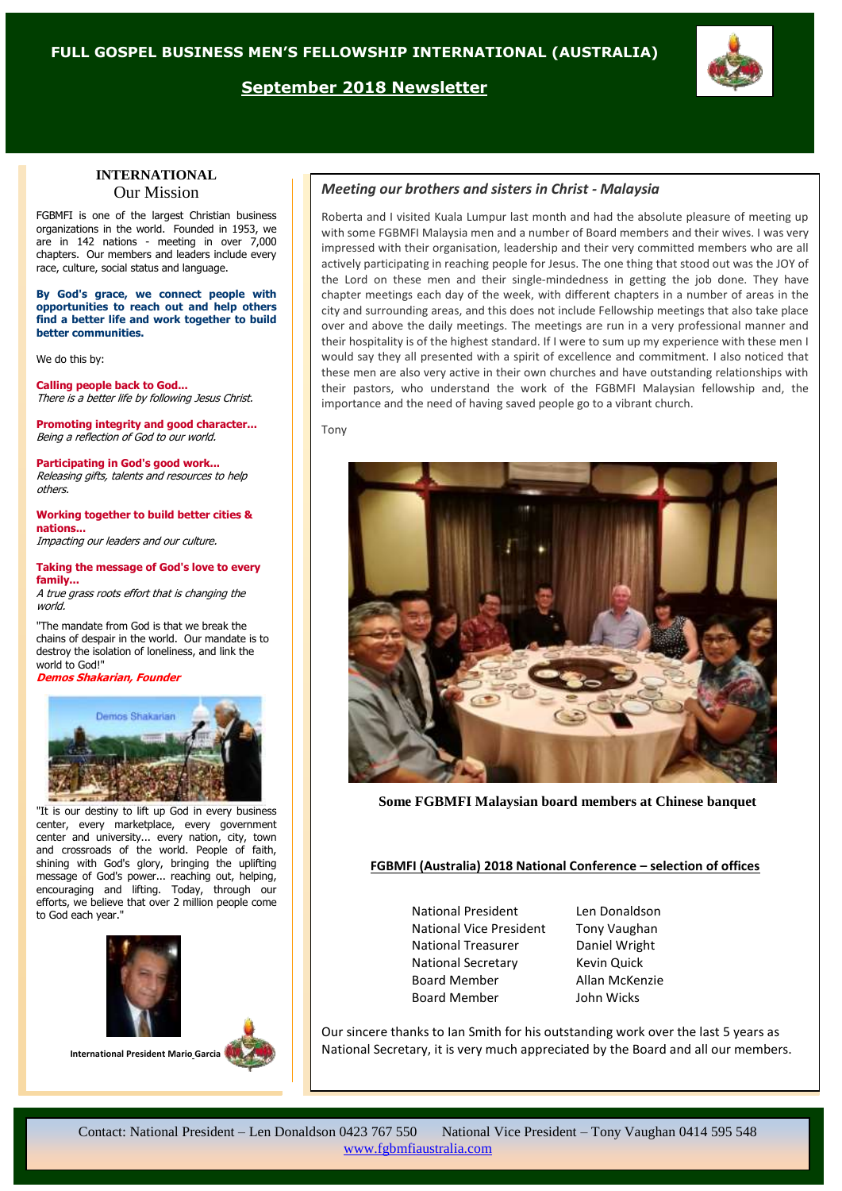# FULL GOSPEL BUSINESS MEN'S FELLOWSHIP INTERNATIONAL (AUSTRALIA)

## September 2018 Newsletter

### INTERNATIONAL
### Our Mission

FGBMFI is one of the largest Christian business organizations in the world. Founded in 1953, we are in 142 nations - meeting in over 7,000 chapters. Our members and leaders include every race, culture, social status and language.

**By God's grace, we connect people with opportunities to reach out and help others find a better life and work together to build better communities.**

We do this by:

**Calling people back to God...**
*There is a better life by following Jesus Christ.*

**Promoting integrity and good character...**
*Being a reflection of God to our world.*

**Participating in God's good work...**
*Releasing gifts, talents and resources to help others.*

**Working together to build better cities & nations...**
*Impacting our leaders and our culture.*

**Taking the message of God's love to every family...**
*A true grass roots effort that is changing the world.*

"The mandate from God is that we break the chains of despair in the world. Our mandate is to destroy the isolation of loneliness, and link the world to God!"
***Demos Shakarian, Founder***

Demos Shakarian

"It is our destiny to lift up God in every business center, every marketplace, every government center and university... every nation, city, town and crossroads of the world. People of faith, shining with God's glory, bringing the uplifting message of God's power... reaching out, helping, encouraging and lifting. Today, through our efforts, we believe that over 2 million people come to God each year."

**International President Mario Garcia**

### *Meeting our brothers and sisters in Christ - Malaysia*

Roberta and I visited Kuala Lumpur last month and had the absolute pleasure of meeting up with some FGBMFI Malaysia men and a number of Board members and their wives. I was very impressed with their organisation, leadership and their very committed members who are all actively participating in reaching people for Jesus. The one thing that stood out was the JOY of the Lord on these men and their single-mindedness in getting the job done. They have chapter meetings each day of the week, with different chapters in a number of areas in the city and surrounding areas, and this does not include Fellowship meetings that also take place over and above the daily meetings. The meetings are run in a very professional manner and their hospitality is of the highest standard. If I were to sum up my experience with these men I would say they all presented with a spirit of excellence and commitment. I also noticed that these men are also very active in their own churches and have outstanding relationships with their pastors, who understand the work of the FGBMFI Malaysian fellowship and, the importance and the need of having saved people go to a vibrant church.

Tony

**Some FGBMFI Malaysian board members at Chinese banquet**

### FGBMFI (Australia) 2018 National Conference – selection of offices

| | |
|---|---|
| National President | Len Donaldson |
| National Vice President | Tony Vaughan |
| National Treasurer | Daniel Wright |
| National Secretary | Kevin Quick |
| Board Member | Allan McKenzie |
| Board Member | John Wicks |

Our sincere thanks to Ian Smith for his outstanding work over the last 5 years as National Secretary, it is very much appreciated by the Board and all our members.

Contact: National President – Len Donaldson 0423 767 550 National Vice President – Tony Vaughan 0414 595 548
www.fgbmfiaustralia.com